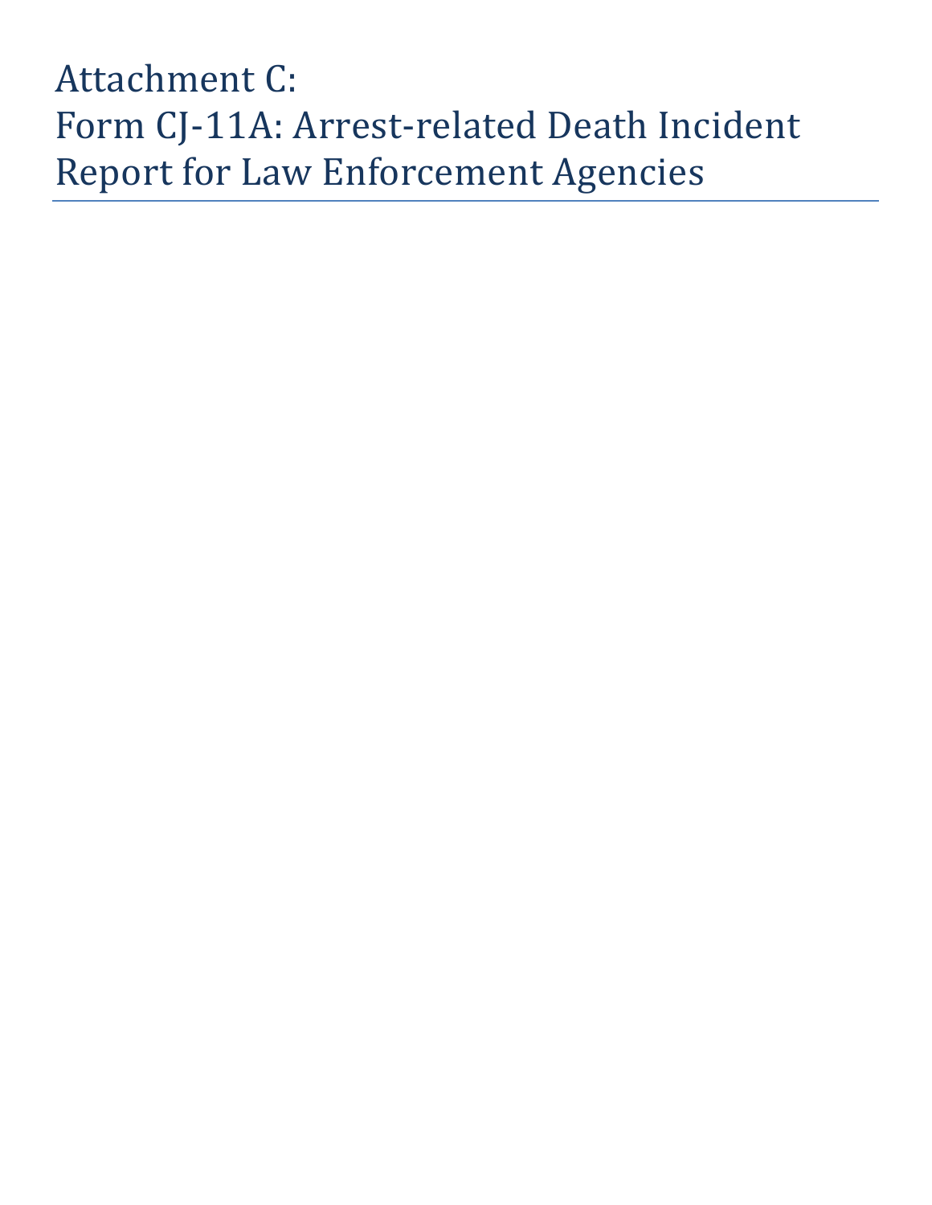# Attachment C:
# Form CJ-11A: Arrest-related Death Incident Report for Law Enforcement Agencies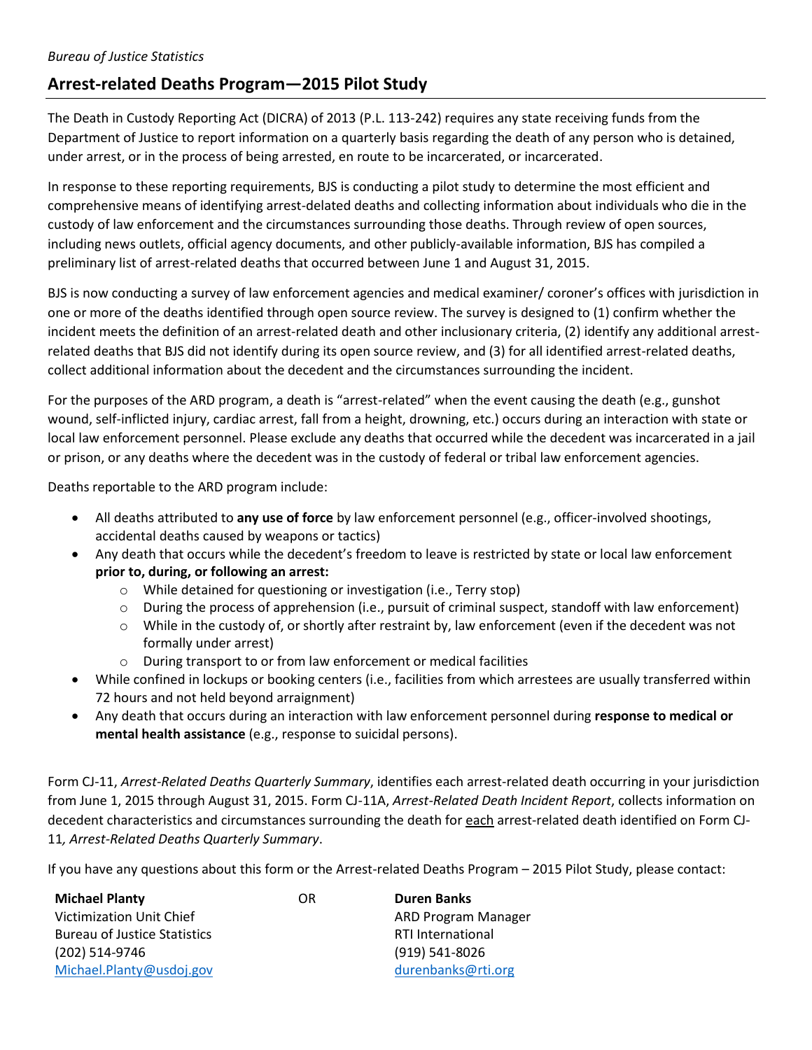*Bureau of Justice Statistics*

## Arrest-related Deaths Program—2015 Pilot Study

The Death in Custody Reporting Act (DICRA) of 2013 (P.L. 113-242) requires any state receiving funds from the Department of Justice to report information on a quarterly basis regarding the death of any person who is detained, under arrest, or in the process of being arrested, en route to be incarcerated, or incarcerated.

In response to these reporting requirements, BJS is conducting a pilot study to determine the most efficient and comprehensive means of identifying arrest-delated deaths and collecting information about individuals who die in the custody of law enforcement and the circumstances surrounding those deaths. Through review of open sources, including news outlets, official agency documents, and other publicly-available information, BJS has compiled a preliminary list of arrest-related deaths that occurred between June 1 and August 31, 2015.

BJS is now conducting a survey of law enforcement agencies and medical examiner/ coroner's offices with jurisdiction in one or more of the deaths identified through open source review. The survey is designed to (1) confirm whether the incident meets the definition of an arrest-related death and other inclusionary criteria, (2) identify any additional arrest-related deaths that BJS did not identify during its open source review, and (3) for all identified arrest-related deaths, collect additional information about the decedent and the circumstances surrounding the incident.

For the purposes of the ARD program, a death is "arrest-related" when the event causing the death (e.g., gunshot wound, self-inflicted injury, cardiac arrest, fall from a height, drowning, etc.) occurs during an interaction with state or local law enforcement personnel. Please exclude any deaths that occurred while the decedent was incarcerated in a jail or prison, or any deaths where the decedent was in the custody of federal or tribal law enforcement agencies.

Deaths reportable to the ARD program include:

- All deaths attributed to **any use of force** by law enforcement personnel (e.g., officer-involved shootings, accidental deaths caused by weapons or tactics)
- Any death that occurs while the decedent's freedom to leave is restricted by state or local law enforcement **prior to, during, or following an arrest:**
    - While detained for questioning or investigation (i.e., Terry stop)
    - During the process of apprehension (i.e., pursuit of criminal suspect, standoff with law enforcement)
    - While in the custody of, or shortly after restraint by, law enforcement (even if the decedent was not formally under arrest)
    - During transport to or from law enforcement or medical facilities
- While confined in lockups or booking centers (i.e., facilities from which arrestees are usually transferred within 72 hours and not held beyond arraignment)
- Any death that occurs during an interaction with law enforcement personnel during **response to medical or mental health assistance** (e.g., response to suicidal persons).

Form CJ-11, *Arrest-Related Deaths Quarterly Summary*, identifies each arrest-related death occurring in your jurisdiction from June 1, 2015 through August 31, 2015. Form CJ-11A, *Arrest-Related Death Incident Report*, collects information on decedent characteristics and circumstances surrounding the death for each arrest-related death identified on Form CJ-11*, Arrest-Related Deaths Quarterly Summary*.

If you have any questions about this form or the Arrest-related Deaths Program – 2015 Pilot Study, please contact:

**Michael Planty**
Victimization Unit Chief
Bureau of Justice Statistics
(202) 514-9746
Michael.Planty@usdoj.gov

OR

**Duren Banks**
ARD Program Manager
RTI International
(919) 541-8026
durenbanks@rti.org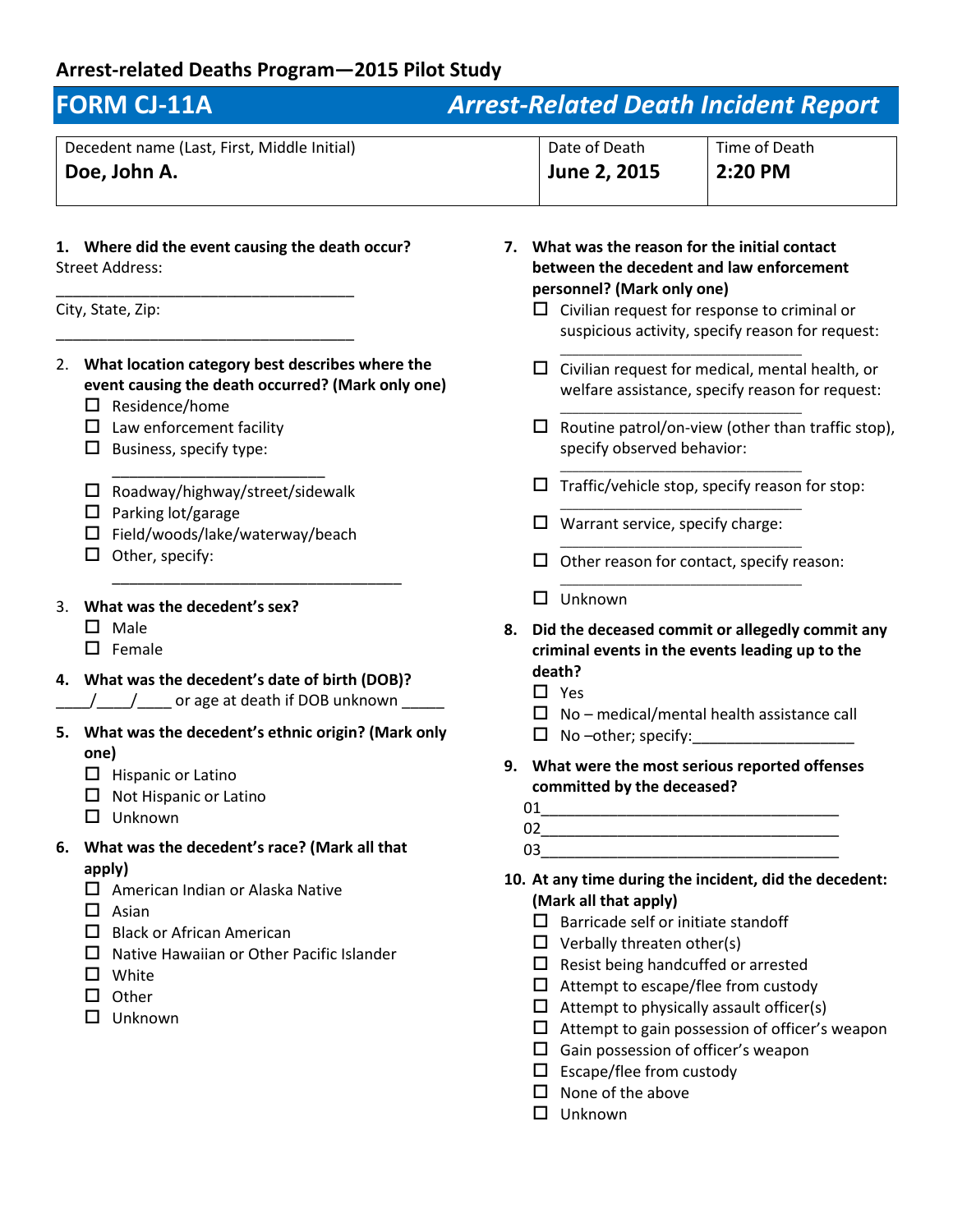## Arrest-related Deaths Program—2015 Pilot Study

# FORM CJ-11A *Arrest-Related Death Incident Report*

| Decedent name (Last, First, Middle Initial) | Date of Death | Time of Death |
|---|---|---|
| **Doe, John A.** | **June 2, 2015** | **2:20 PM** |

**1. Where did the event causing the death occur?**

Street Address:

___________________________________

City, State, Zip:

___________________________________

2. **What location category best describes where the event causing the death occurred? (Mark only one)**
- ☐ Residence/home
- ☐ Law enforcement facility
- ☐ Business, specify type: _________________________
- ☐ Roadway/highway/street/sidewalk
- ☐ Parking lot/garage
- ☐ Field/woods/lake/waterway/beach
- ☐ Other, specify: _________________________________

3. **What was the decedent's sex?**
- ☐ Male
- ☐ Female

4. **What was the decedent's date of birth (DOB)?**

____/____/____ or age at death if DOB unknown _____

5. **What was the decedent's ethnic origin? (Mark only one)**
- ☐ Hispanic or Latino
- ☐ Not Hispanic or Latino
- ☐ Unknown

6. **What was the decedent's race? (Mark all that apply)**
- ☐ American Indian or Alaska Native
- ☐ Asian
- ☐ Black or African American
- ☐ Native Hawaiian or Other Pacific Islander
- ☐ White
- ☐ Other
- ☐ Unknown

7. **What was the reason for the initial contact between the decedent and law enforcement personnel? (Mark only one)**
- ☐ Civilian request for response to criminal or suspicious activity, specify reason for request: ______________________________
- ☐ Civilian request for medical, mental health, or welfare assistance, specify reason for request: ______________________________
- ☐ Routine patrol/on-view (other than traffic stop), specify observed behavior: ______________________________
- ☐ Traffic/vehicle stop, specify reason for stop: ______________________________
- ☐ Warrant service, specify charge: ______________________________
- ☐ Other reason for contact, specify reason: ______________________________
- ☐ Unknown

8. **Did the deceased commit or allegedly commit any criminal events in the events leading up to the death?**
- ☐ Yes
- ☐ No – medical/mental health assistance call
- ☐ No –other; specify:___________________

9. **What were the most serious reported offenses committed by the deceased?**

01___________________________________

02___________________________________

03___________________________________

10. **At any time during the incident, did the decedent: (Mark all that apply)**
- ☐ Barricade self or initiate standoff
- ☐ Verbally threaten other(s)
- ☐ Resist being handcuffed or arrested
- ☐ Attempt to escape/flee from custody
- ☐ Attempt to physically assault officer(s)
- ☐ Attempt to gain possession of officer's weapon
- ☐ Gain possession of officer's weapon
- ☐ Escape/flee from custody
- ☐ None of the above
- ☐ Unknown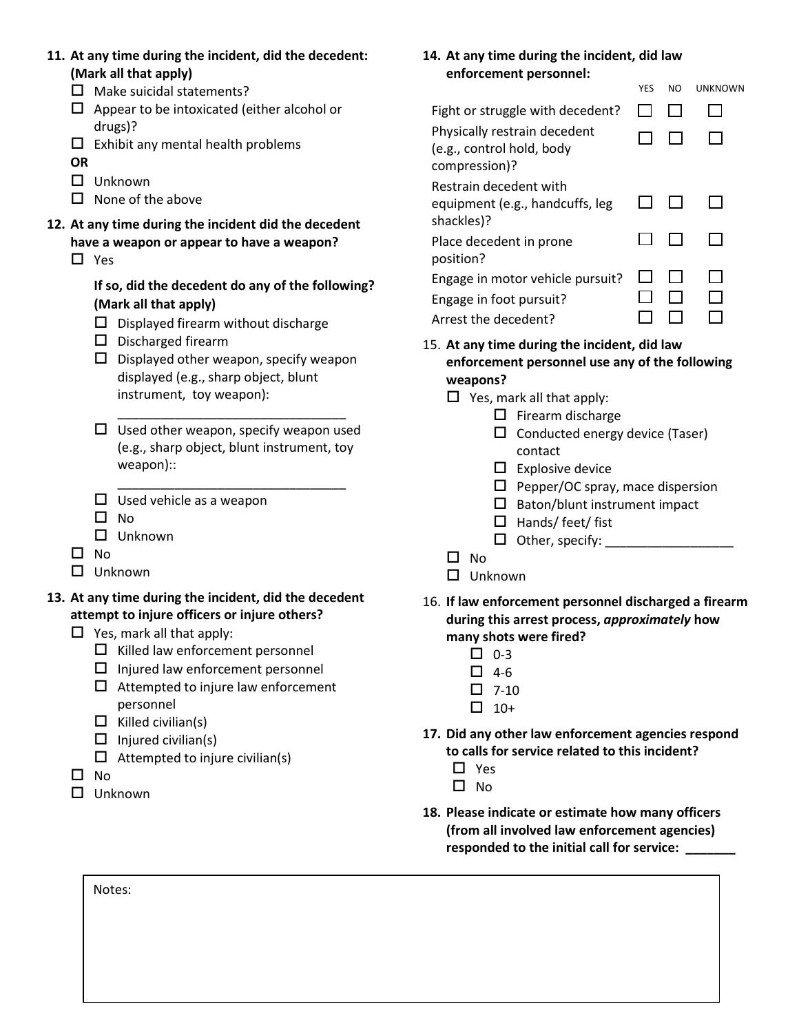**11. At any time during the incident, did the decedent: (Mark all that apply)**

- ☐ Make suicidal statements?
- ☐ Appear to be intoxicated (either alcohol or drugs)?
- ☐ Exhibit any mental health problems

**OR**

- ☐ Unknown
- ☐ None of the above

**12. At any time during the incident did the decedent have a weapon or appear to have a weapon?**

- ☐ Yes

  **If so, did the decedent do any of the following? (Mark all that apply)**

  - ☐ Displayed firearm without discharge
  - ☐ Discharged firearm
  - ☐ Displayed other weapon, specify weapon displayed (e.g., sharp object, blunt instrument, toy weapon):

    ________________________________

  - ☐ Used other weapon, specify weapon used (e.g., sharp object, blunt instrument, toy weapon)::

    ________________________________

  - ☐ Used vehicle as a weapon
  - ☐ No
  - ☐ Unknown
- ☐ No
- ☐ Unknown

**13. At any time during the incident, did the decedent attempt to injure officers or injure others?**

- ☐ Yes, mark all that apply:
  - ☐ Killed law enforcement personnel
  - ☐ Injured law enforcement personnel
  - ☐ Attempted to injure law enforcement personnel
  - ☐ Killed civilian(s)
  - ☐ Injured civilian(s)
  - ☐ Attempted to injure civilian(s)
- ☐ No
- ☐ Unknown

**14. At any time during the incident, did law enforcement personnel:**

| | YES | NO | UNKNOWN |
|---|---|---|---|
| Fight or struggle with decedent? | ☐ | ☐ | ☐ |
| Physically restrain decedent (e.g., control hold, body compression)? | ☐ | ☐ | ☐ |
| Restrain decedent with equipment (e.g., handcuffs, leg shackles)? | ☐ | ☐ | ☐ |
| Place decedent in prone position? | ☐ | ☐ | ☐ |
| Engage in motor vehicle pursuit? | ☐ | ☐ | ☐ |
| Engage in foot pursuit? | ☐ | ☐ | ☐ |
| Arrest the decedent? | ☐ | ☐ | ☐ |

**15. At any time during the incident, did law enforcement personnel use any of the following weapons?**

- ☐ Yes, mark all that apply:
  - ☐ Firearm discharge
  - ☐ Conducted energy device (Taser) contact
  - ☐ Explosive device
  - ☐ Pepper/OC spray, mace dispersion
  - ☐ Baton/blunt instrument impact
  - ☐ Hands/ feet/ fist
  - ☐ Other, specify: __________________
- ☐ No
- ☐ Unknown

**16. If law enforcement personnel discharged a firearm during this arrest process, *approximately* how many shots were fired?**

- ☐ 0-3
- ☐ 4-6
- ☐ 7-10
- ☐ 10+

**17. Did any other law enforcement agencies respond to calls for service related to this incident?**

- ☐ Yes
- ☐ No

**18. Please indicate or estimate how many officers (from all involved law enforcement agencies) responded to the initial call for service: _______**

Notes: